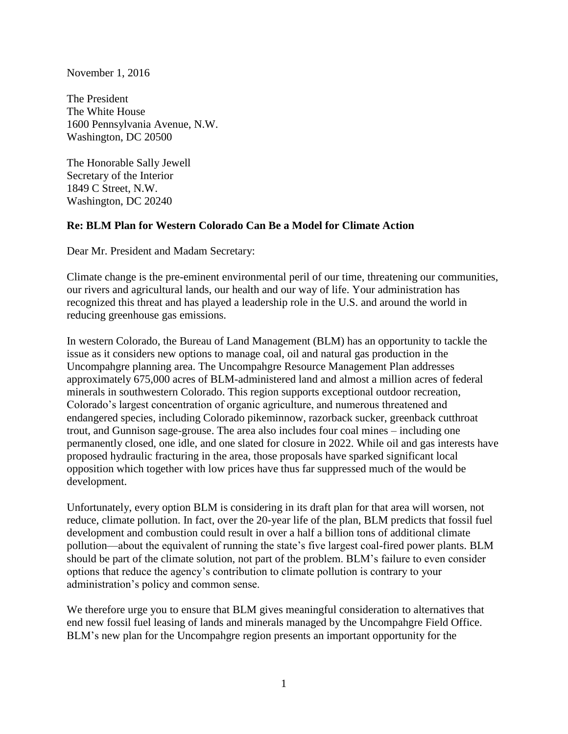November 1, 2016

The President
The White House
1600 Pennsylvania Avenue, N.W.
Washington, DC 20500

The Honorable Sally Jewell
Secretary of the Interior
1849 C Street, N.W.
Washington, DC 20240

**Re: BLM Plan for Western Colorado Can Be a Model for Climate Action**

Dear Mr. President and Madam Secretary:

Climate change is the pre-eminent environmental peril of our time, threatening our communities, our rivers and agricultural lands, our health and our way of life. Your administration has recognized this threat and has played a leadership role in the U.S. and around the world in reducing greenhouse gas emissions.

In western Colorado, the Bureau of Land Management (BLM) has an opportunity to tackle the issue as it considers new options to manage coal, oil and natural gas production in the Uncompahgre planning area. The Uncompahgre Resource Management Plan addresses approximately 675,000 acres of BLM-administered land and almost a million acres of federal minerals in southwestern Colorado. This region supports exceptional outdoor recreation, Colorado's largest concentration of organic agriculture, and numerous threatened and endangered species, including Colorado pikeminnow, razorback sucker, greenback cutthroat trout, and Gunnison sage-grouse. The area also includes four coal mines – including one permanently closed, one idle, and one slated for closure in 2022. While oil and gas interests have proposed hydraulic fracturing in the area, those proposals have sparked significant local opposition which together with low prices have thus far suppressed much of the would be development.

Unfortunately, every option BLM is considering in its draft plan for that area will worsen, not reduce, climate pollution. In fact, over the 20-year life of the plan, BLM predicts that fossil fuel development and combustion could result in over a half a billion tons of additional climate pollution—about the equivalent of running the state's five largest coal-fired power plants. BLM should be part of the climate solution, not part of the problem. BLM's failure to even consider options that reduce the agency's contribution to climate pollution is contrary to your administration's policy and common sense.

We therefore urge you to ensure that BLM gives meaningful consideration to alternatives that end new fossil fuel leasing of lands and minerals managed by the Uncompahgre Field Office. BLM's new plan for the Uncompahgre region presents an important opportunity for the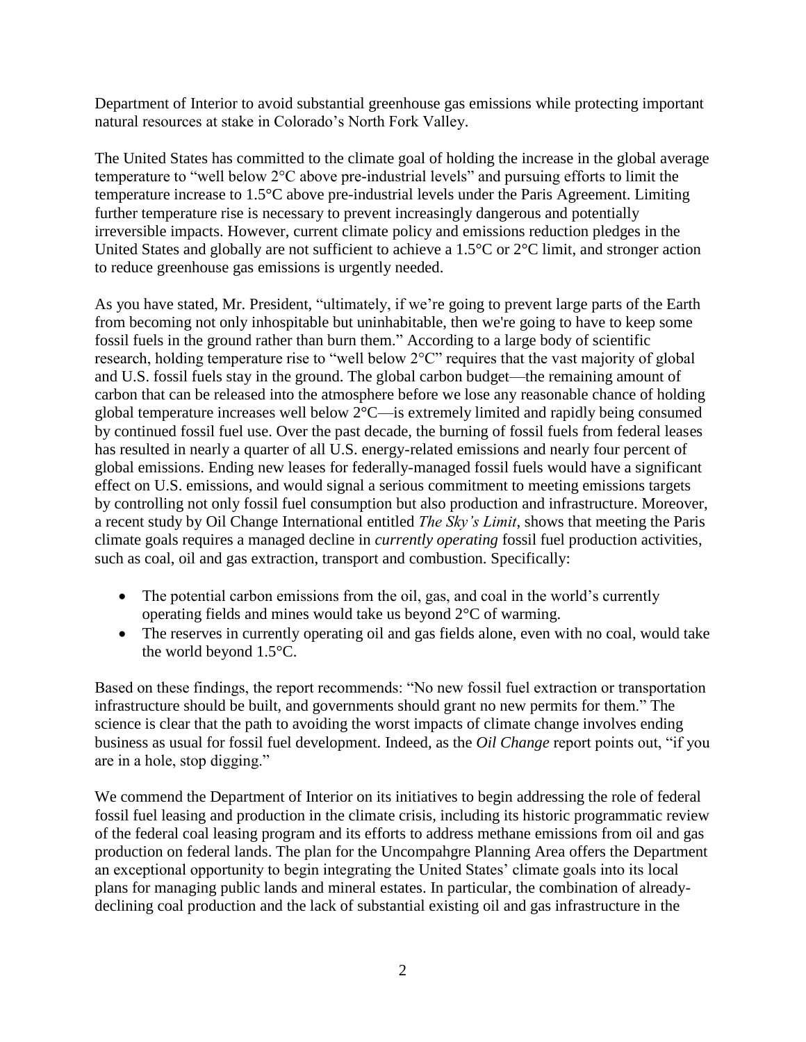Department of Interior to avoid substantial greenhouse gas emissions while protecting important natural resources at stake in Colorado's North Fork Valley.

The United States has committed to the climate goal of holding the increase in the global average temperature to "well below 2°C above pre-industrial levels" and pursuing efforts to limit the temperature increase to 1.5°C above pre-industrial levels under the Paris Agreement. Limiting further temperature rise is necessary to prevent increasingly dangerous and potentially irreversible impacts. However, current climate policy and emissions reduction pledges in the United States and globally are not sufficient to achieve a 1.5°C or 2°C limit, and stronger action to reduce greenhouse gas emissions is urgently needed.

As you have stated, Mr. President, "ultimately, if we're going to prevent large parts of the Earth from becoming not only inhospitable but uninhabitable, then we're going to have to keep some fossil fuels in the ground rather than burn them." According to a large body of scientific research, holding temperature rise to "well below 2°C" requires that the vast majority of global and U.S. fossil fuels stay in the ground. The global carbon budget—the remaining amount of carbon that can be released into the atmosphere before we lose any reasonable chance of holding global temperature increases well below 2°C—is extremely limited and rapidly being consumed by continued fossil fuel use. Over the past decade, the burning of fossil fuels from federal leases has resulted in nearly a quarter of all U.S. energy-related emissions and nearly four percent of global emissions. Ending new leases for federally-managed fossil fuels would have a significant effect on U.S. emissions, and would signal a serious commitment to meeting emissions targets by controlling not only fossil fuel consumption but also production and infrastructure. Moreover, a recent study by Oil Change International entitled *The Sky's Limit*, shows that meeting the Paris climate goals requires a managed decline in *currently operating* fossil fuel production activities, such as coal, oil and gas extraction, transport and combustion. Specifically:

- The potential carbon emissions from the oil, gas, and coal in the world's currently operating fields and mines would take us beyond 2°C of warming.
- The reserves in currently operating oil and gas fields alone, even with no coal, would take the world beyond 1.5°C.

Based on these findings, the report recommends: "No new fossil fuel extraction or transportation infrastructure should be built, and governments should grant no new permits for them." The science is clear that the path to avoiding the worst impacts of climate change involves ending business as usual for fossil fuel development. Indeed, as the *Oil Change* report points out, "if you are in a hole, stop digging."

We commend the Department of Interior on its initiatives to begin addressing the role of federal fossil fuel leasing and production in the climate crisis, including its historic programmatic review of the federal coal leasing program and its efforts to address methane emissions from oil and gas production on federal lands. The plan for the Uncompahgre Planning Area offers the Department an exceptional opportunity to begin integrating the United States' climate goals into its local plans for managing public lands and mineral estates. In particular, the combination of already-declining coal production and the lack of substantial existing oil and gas infrastructure in the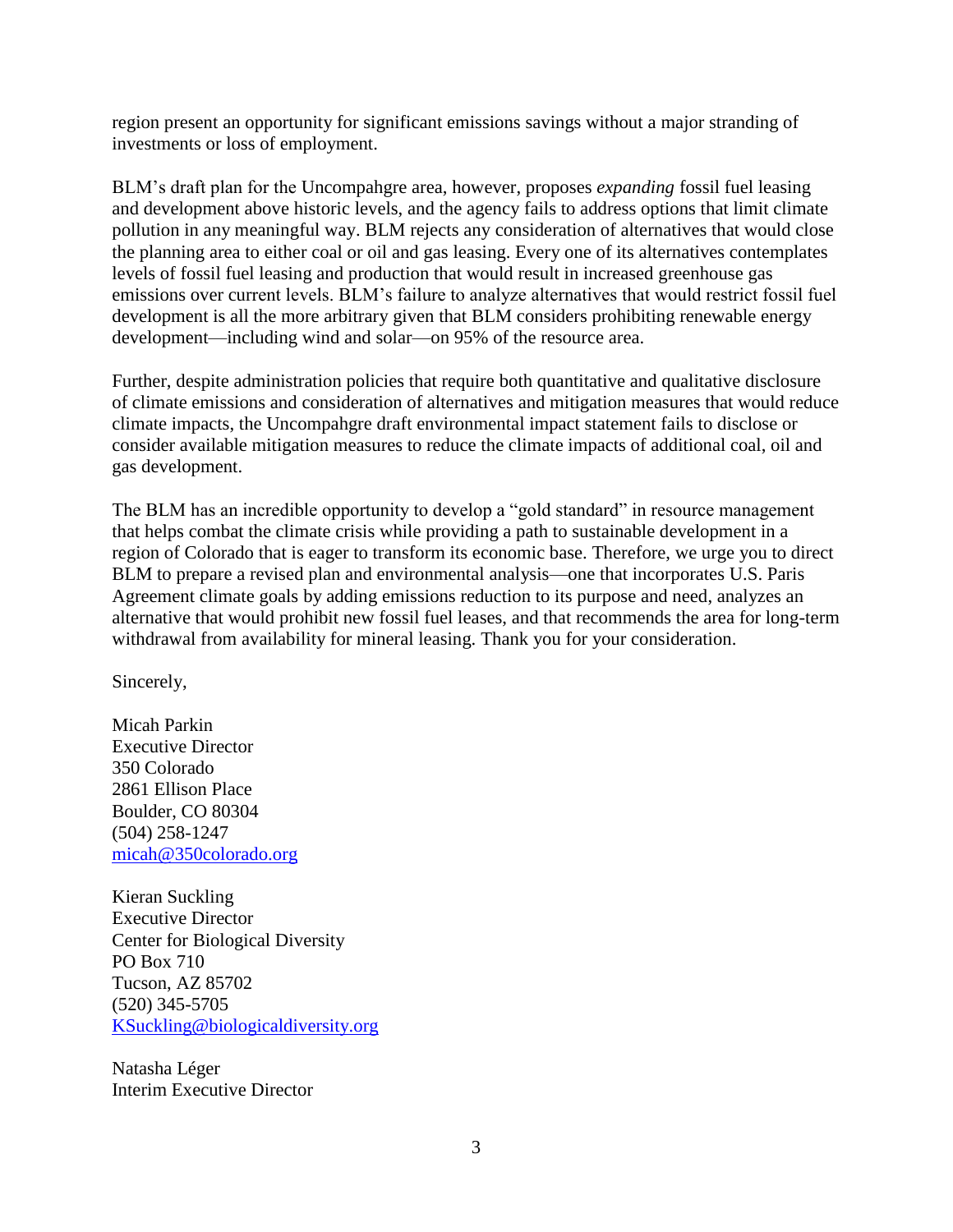region present an opportunity for significant emissions savings without a major stranding of investments or loss of employment.

BLM's draft plan for the Uncompahgre area, however, proposes *expanding* fossil fuel leasing and development above historic levels, and the agency fails to address options that limit climate pollution in any meaningful way. BLM rejects any consideration of alternatives that would close the planning area to either coal or oil and gas leasing. Every one of its alternatives contemplates levels of fossil fuel leasing and production that would result in increased greenhouse gas emissions over current levels. BLM's failure to analyze alternatives that would restrict fossil fuel development is all the more arbitrary given that BLM considers prohibiting renewable energy development—including wind and solar—on 95% of the resource area.

Further, despite administration policies that require both quantitative and qualitative disclosure of climate emissions and consideration of alternatives and mitigation measures that would reduce climate impacts, the Uncompahgre draft environmental impact statement fails to disclose or consider available mitigation measures to reduce the climate impacts of additional coal, oil and gas development.

The BLM has an incredible opportunity to develop a "gold standard" in resource management that helps combat the climate crisis while providing a path to sustainable development in a region of Colorado that is eager to transform its economic base. Therefore, we urge you to direct BLM to prepare a revised plan and environmental analysis—one that incorporates U.S. Paris Agreement climate goals by adding emissions reduction to its purpose and need, analyzes an alternative that would prohibit new fossil fuel leases, and that recommends the area for long-term withdrawal from availability for mineral leasing. Thank you for your consideration.

Sincerely,

Micah Parkin
Executive Director
350 Colorado
2861 Ellison Place
Boulder, CO 80304
(504) 258-1247
micah@350colorado.org

Kieran Suckling
Executive Director
Center for Biological Diversity
PO Box 710
Tucson, AZ 85702
(520) 345-5705
KSuckling@biologicaldiversity.org

Natasha Léger
Interim Executive Director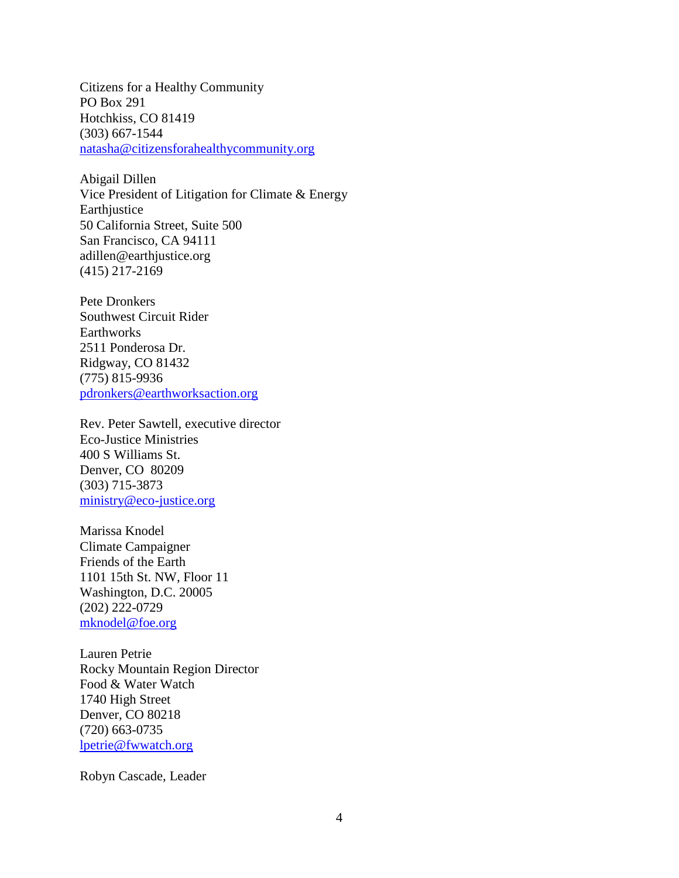Citizens for a Healthy Community
PO Box 291
Hotchkiss, CO 81419
(303) 667-1544
natasha@citizensforahealthycommunity.org

Abigail Dillen
Vice President of Litigation for Climate & Energy
Earthjustice
50 California Street, Suite 500
San Francisco, CA 94111
adillen@earthjustice.org
(415) 217-2169

Pete Dronkers
Southwest Circuit Rider
Earthworks
2511 Ponderosa Dr.
Ridgway, CO 81432
(775) 815-9936
pdronkers@earthworksaction.org

Rev. Peter Sawtell, executive director
Eco-Justice Ministries
400 S Williams St.
Denver, CO 80209
(303) 715-3873
ministry@eco-justice.org

Marissa Knodel
Climate Campaigner
Friends of the Earth
1101 15th St. NW, Floor 11
Washington, D.C. 20005
(202) 222-0729
mknodel@foe.org

Lauren Petrie
Rocky Mountain Region Director
Food & Water Watch
1740 High Street
Denver, CO 80218
(720) 663-0735
lpetrie@fwwatch.org

Robyn Cascade, Leader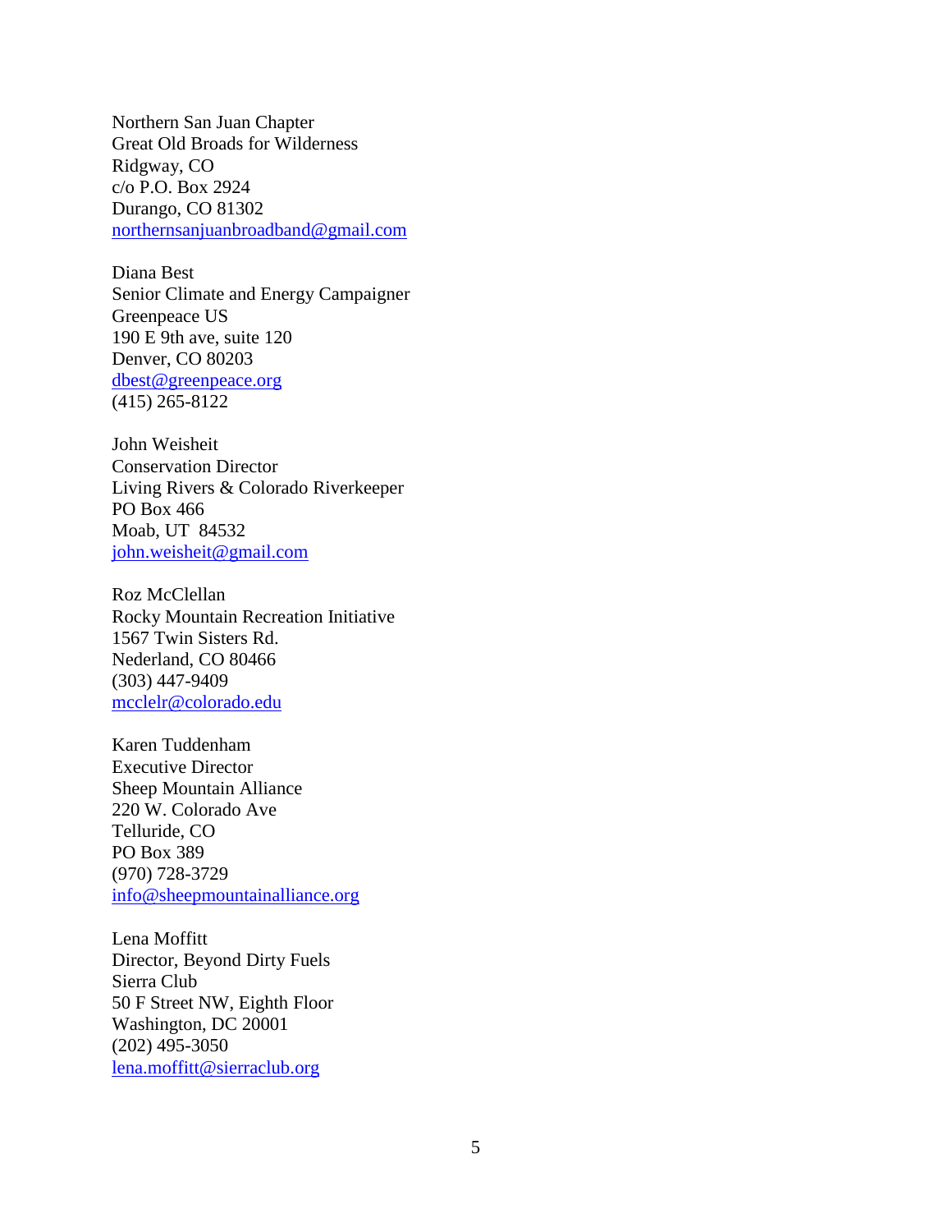Northern San Juan Chapter  
Great Old Broads for Wilderness  
Ridgway, CO  
c/o P.O. Box 2924  
Durango, CO 81302  
northernsanjuanbroadband@gmail.com

Diana Best  
Senior Climate and Energy Campaigner  
Greenpeace US  
190 E 9th ave, suite 120  
Denver, CO 80203  
dbest@greenpeace.org  
(415) 265-8122

John Weisheit  
Conservation Director  
Living Rivers & Colorado Riverkeeper  
PO Box 466  
Moab, UT 84532  
john.weisheit@gmail.com

Roz McClellan  
Rocky Mountain Recreation Initiative  
1567 Twin Sisters Rd.  
Nederland, CO 80466  
(303) 447-9409  
mcclelr@colorado.edu

Karen Tuddenham  
Executive Director  
Sheep Mountain Alliance  
220 W. Colorado Ave  
Telluride, CO  
PO Box 389  
(970) 728-3729  
info@sheepmountainalliance.org

Lena Moffitt  
Director, Beyond Dirty Fuels  
Sierra Club  
50 F Street NW, Eighth Floor  
Washington, DC 20001  
(202) 495-3050  
lena.moffitt@sierraclub.org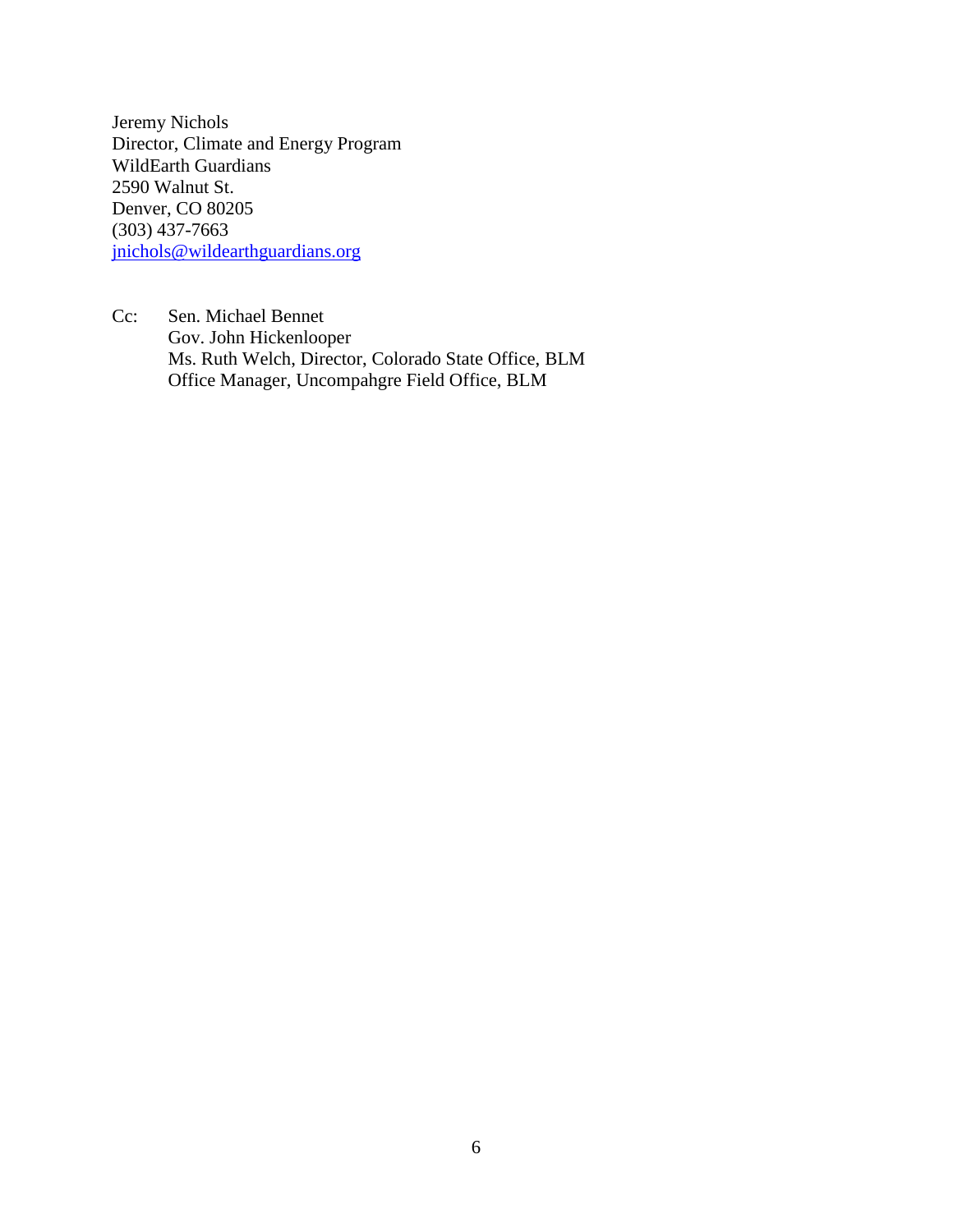Jeremy Nichols
Director, Climate and Energy Program
WildEarth Guardians
2590 Walnut St.
Denver, CO 80205
(303) 437-7663
jnichols@wildearthguardians.org

Cc: Sen. Michael Bennet
Gov. John Hickenlooper
Ms. Ruth Welch, Director, Colorado State Office, BLM
Office Manager, Uncompahgre Field Office, BLM